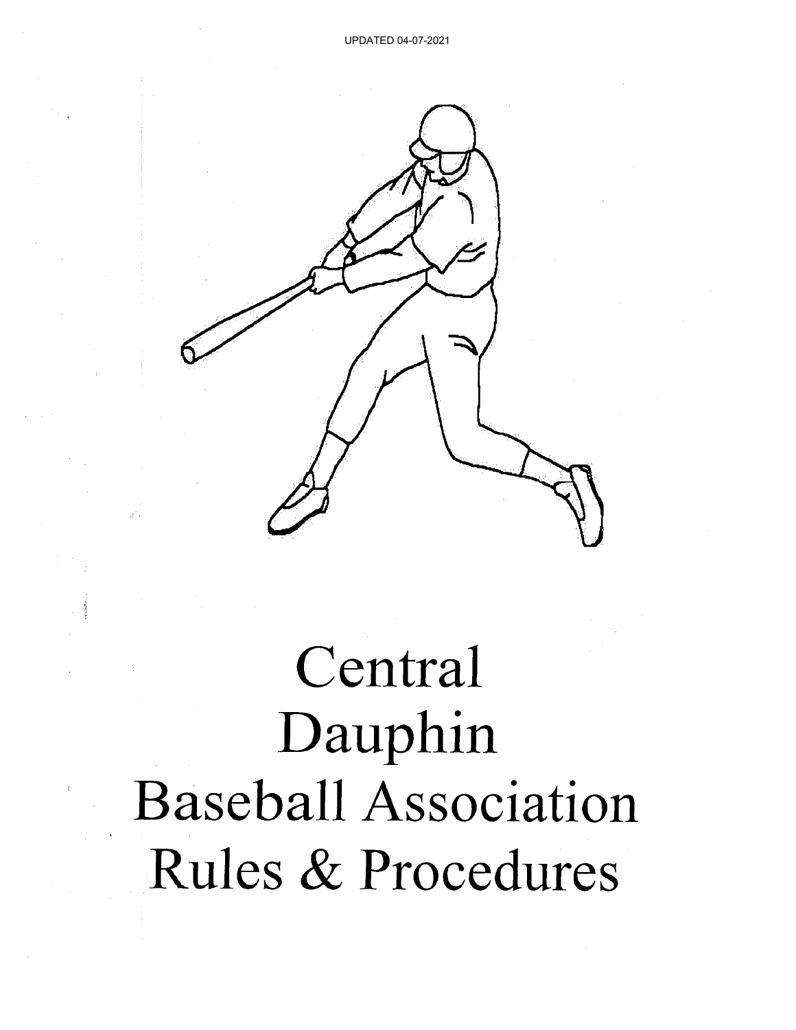UPDATED 04-07-2021

# Central Dauphin Baseball Association Rules & Procedures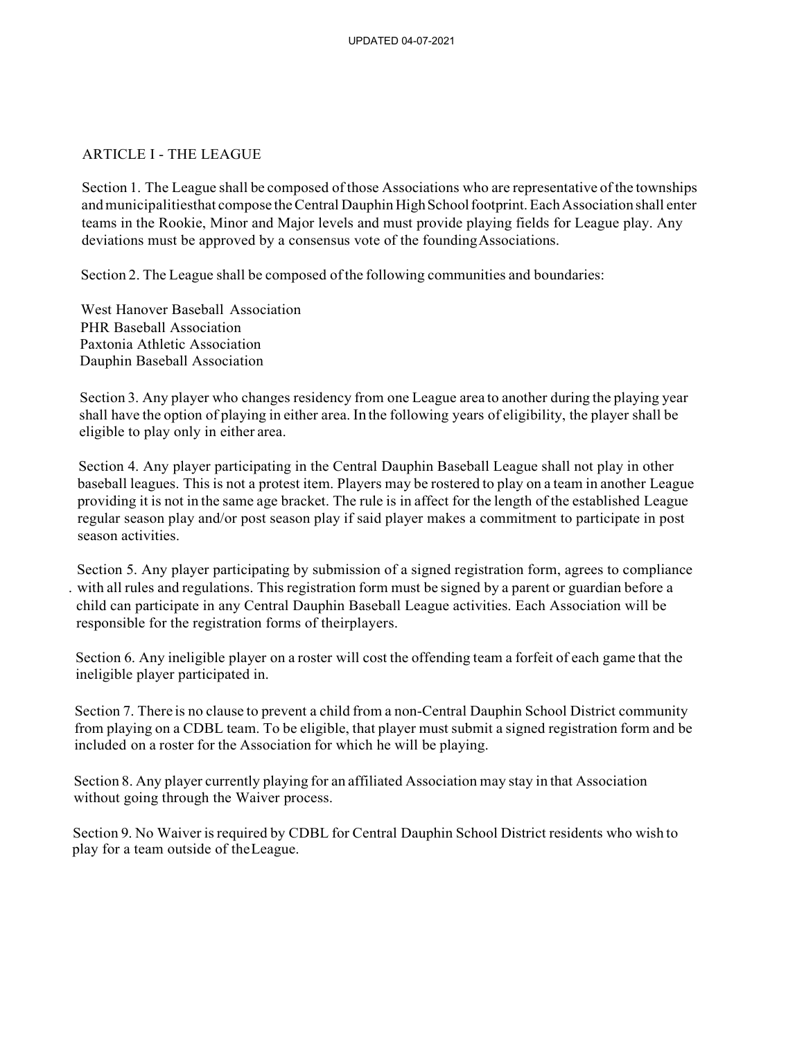## ARTICLE I - THE LEAGUE

Section 1. The League shall be composed of those Associations who are representative of the townships and municipalitiesthat compose the Central Dauphin High School footprint. Each Association shall enter teams in the Rookie, Minor and Major levels and must provide playing fields for League play. Any deviations must be approved by a consensus vote of the founding Associations.

Section 2. The League shall be composed of the following communities and boundaries:

West Hanover Baseball Association
PHR Baseball Association
Paxtonia Athletic Association
Dauphin Baseball Association

Section 3. Any player who changes residency from one League area to another during the playing year shall have the option of playing in either area. In the following years of eligibility, the player shall be eligible to play only in either area.

Section 4. Any player participating in the Central Dauphin Baseball League shall not play in other baseball leagues. This is not a protest item. Players may be rostered to play on a team in another League providing it is not in the same age bracket. The rule is in affect for the length of the established League regular season play and/or post season play if said player makes a commitment to participate in post season activities.

Section 5. Any player participating by submission of a signed registration form, agrees to compliance with all rules and regulations. This registration form must be signed by a parent or guardian before a child can participate in any Central Dauphin Baseball League activities. Each Association will be responsible for the registration forms of theirplayers.

Section 6. Any ineligible player on a roster will cost the offending team a forfeit of each game that the ineligible player participated in.

Section 7. There is no clause to prevent a child from a non-Central Dauphin School District community from playing on a CDBL team. To be eligible, that player must submit a signed registration form and be included on a roster for the Association for which he will be playing.

Section 8. Any player currently playing for an affiliated Association may stay in that Association without going through the Waiver process.

Section 9. No Waiver is required by CDBL for Central Dauphin School District residents who wish to play for a team outside of the League.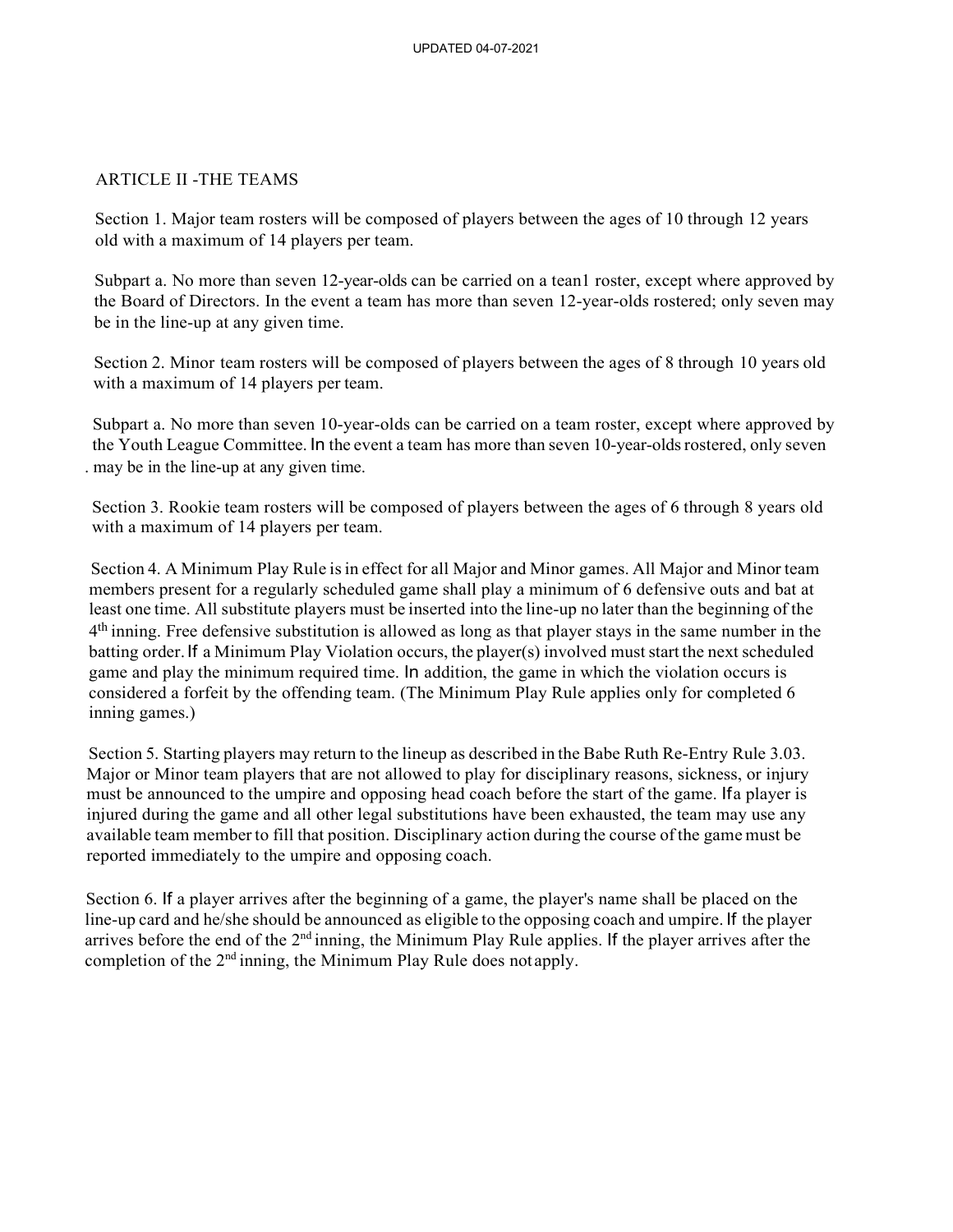## ARTICLE II -THE TEAMS

Section 1. Major team rosters will be composed of players between the ages of 10 through 12 years old with a maximum of 14 players per team.

Subpart a. No more than seven 12-year-olds can be carried on a tean1 roster, except where approved by the Board of Directors. In the event a team has more than seven 12-year-olds rostered; only seven may be in the line-up at any given time.

Section 2. Minor team rosters will be composed of players between the ages of 8 through 10 years old with a maximum of 14 players per team.

Subpart a. No more than seven 10-year-olds can be carried on a team roster, except where approved by the Youth League Committee. In the event a team has more than seven 10-year-olds rostered, only seven . may be in the line-up at any given time.

Section 3. Rookie team rosters will be composed of players between the ages of 6 through 8 years old with a maximum of 14 players per team.

Section 4. A Minimum Play Rule is in effect for all Major and Minor games. All Major and Minor team members present for a regularly scheduled game shall play a minimum of 6 defensive outs and bat at least one time. All substitute players must be inserted into the line-up no later than the beginning of the 4th inning. Free defensive substitution is allowed as long as that player stays in the same number in the batting order. If a Minimum Play Violation occurs, the player(s) involved must start the next scheduled game and play the minimum required time. In addition, the game in which the violation occurs is considered a forfeit by the offending team. (The Minimum Play Rule applies only for completed 6 inning games.)

Section 5. Starting players may return to the lineup as described in the Babe Ruth Re-Entry Rule 3.03. Major or Minor team players that are not allowed to play for disciplinary reasons, sickness, or injury must be announced to the umpire and opposing head coach before the start of the game. Ifa player is injured during the game and all other legal substitutions have been exhausted, the team may use any available team member to fill that position. Disciplinary action during the course of the game must be reported immediately to the umpire and opposing coach.

Section 6. If a player arrives after the beginning of a game, the player's name shall be placed on the line-up card and he/she should be announced as eligible to the opposing coach and umpire. If the player arrives before the end of the 2nd inning, the Minimum Play Rule applies. If the player arrives after the completion of the 2nd inning, the Minimum Play Rule does not apply.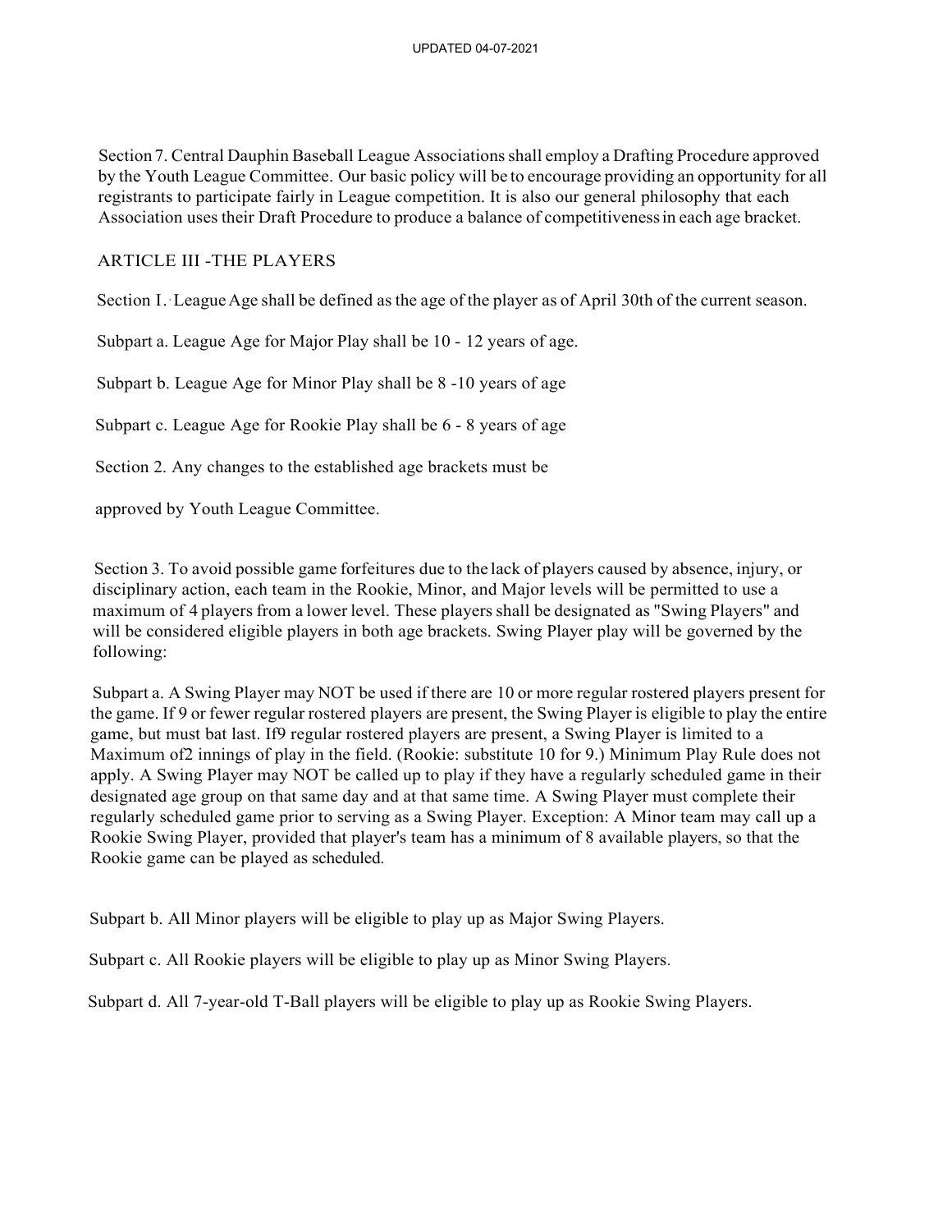Section 7. Central Dauphin Baseball League Associations shall employ a Drafting Procedure approved by the Youth League Committee. Our basic policy will be to encourage providing an opportunity for all registrants to participate fairly in League competition. It is also our general philosophy that each Association uses their Draft Procedure to produce a balance of competitiveness in each age bracket.

## ARTICLE III -THE PLAYERS

Section I. League Age shall be defined as the age of the player as of April 30th of the current season.

Subpart a. League Age for Major Play shall be 10 - 12 years of age.

Subpart b. League Age for Minor Play shall be 8 -10 years of age

Subpart c. League Age for Rookie Play shall be 6 - 8 years of age

Section 2. Any changes to the established age brackets must be

approved by Youth League Committee.

Section 3. To avoid possible game forfeitures due to the lack of players caused by absence, injury, or disciplinary action, each team in the Rookie, Minor, and Major levels will be permitted to use a maximum of 4 players from a lower level. These players shall be designated as "Swing Players" and will be considered eligible players in both age brackets. Swing Player play will be governed by the following:

Subpart a. A Swing Player may NOT be used if there are 10 or more regular rostered players present for the game. If 9 or fewer regular rostered players are present, the Swing Player is eligible to play the entire game, but must bat last. If9 regular rostered players are present, a Swing Player is limited to a Maximum of2 innings of play in the field. (Rookie: substitute 10 for 9.) Minimum Play Rule does not apply. A Swing Player may NOT be called up to play if they have a regularly scheduled game in their designated age group on that same day and at that same time. A Swing Player must complete their regularly scheduled game prior to serving as a Swing Player. Exception: A Minor team may call up a Rookie Swing Player, provided that player's team has a minimum of 8 available players, so that the Rookie game can be played as scheduled.

Subpart b. All Minor players will be eligible to play up as Major Swing Players.

Subpart c. All Rookie players will be eligible to play up as Minor Swing Players.

Subpart d. All 7-year-old T-Ball players will be eligible to play up as Rookie Swing Players.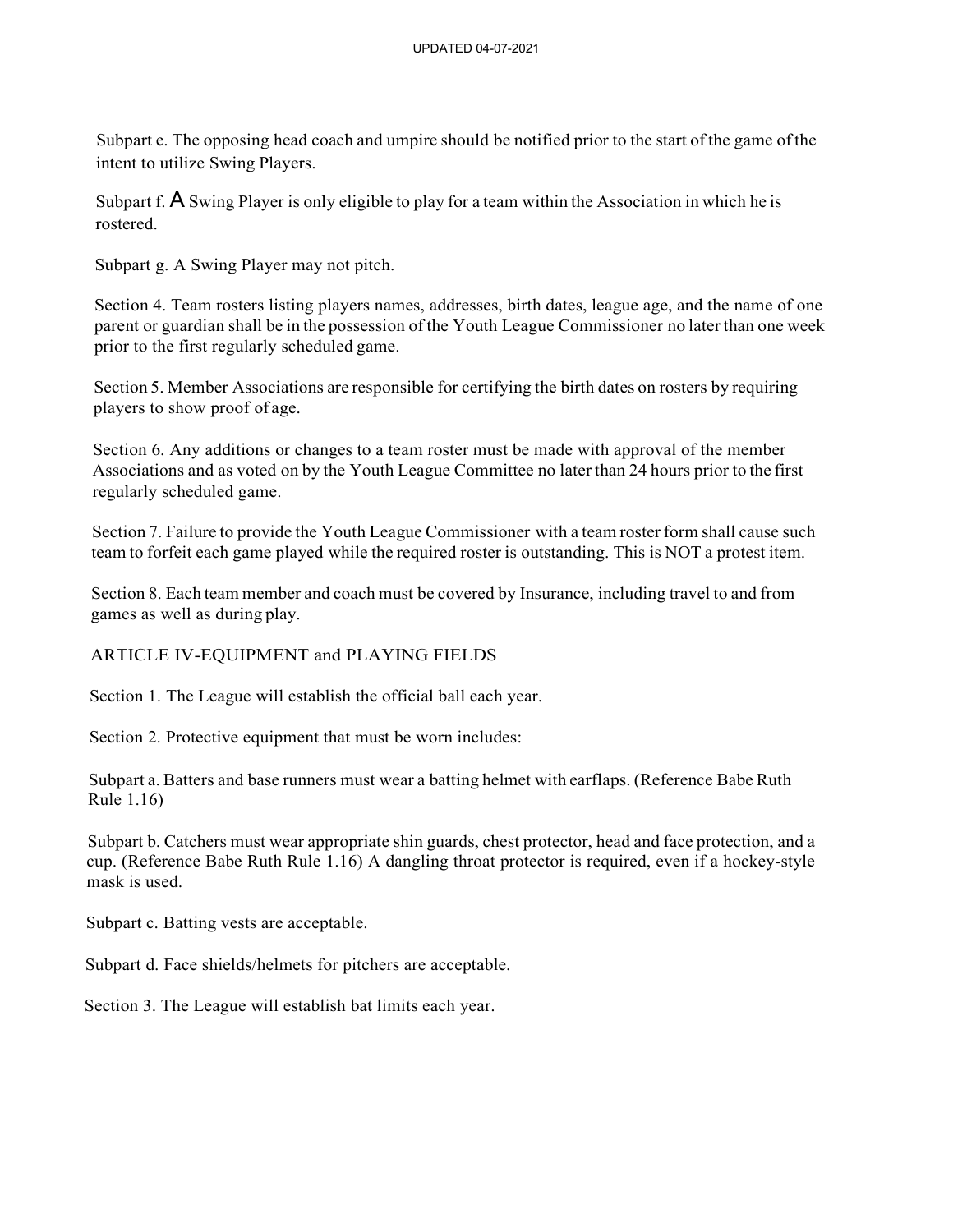Subpart e. The opposing head coach and umpire should be notified prior to the start of the game of the intent to utilize Swing Players.

Subpart f. A Swing Player is only eligible to play for a team within the Association in which he is rostered.

Subpart g. A Swing Player may not pitch.

Section 4. Team rosters listing players names, addresses, birth dates, league age, and the name of one parent or guardian shall be in the possession of the Youth League Commissioner no later than one week prior to the first regularly scheduled game.

Section 5. Member Associations are responsible for certifying the birth dates on rosters by requiring players to show proof of age.

Section 6. Any additions or changes to a team roster must be made with approval of the member Associations and as voted on by the Youth League Committee no later than 24 hours prior to the first regularly scheduled game.

Section 7. Failure to provide the Youth League Commissioner with a team roster form shall cause such team to forfeit each game played while the required roster is outstanding. This is NOT a protest item.

Section 8. Each team member and coach must be covered by Insurance, including travel to and from games as well as during play.

## ARTICLE IV-EQUIPMENT and PLAYING FIELDS

Section 1. The League will establish the official ball each year.

Section 2. Protective equipment that must be worn includes:

Subpart a. Batters and base runners must wear a batting helmet with earflaps. (Reference Babe Ruth Rule 1.16)

Subpart b. Catchers must wear appropriate shin guards, chest protector, head and face protection, and a cup. (Reference Babe Ruth Rule 1.16) A dangling throat protector is required, even if a hockey-style mask is used.

Subpart c. Batting vests are acceptable.

Subpart d. Face shields/helmets for pitchers are acceptable.

Section 3. The League will establish bat limits each year.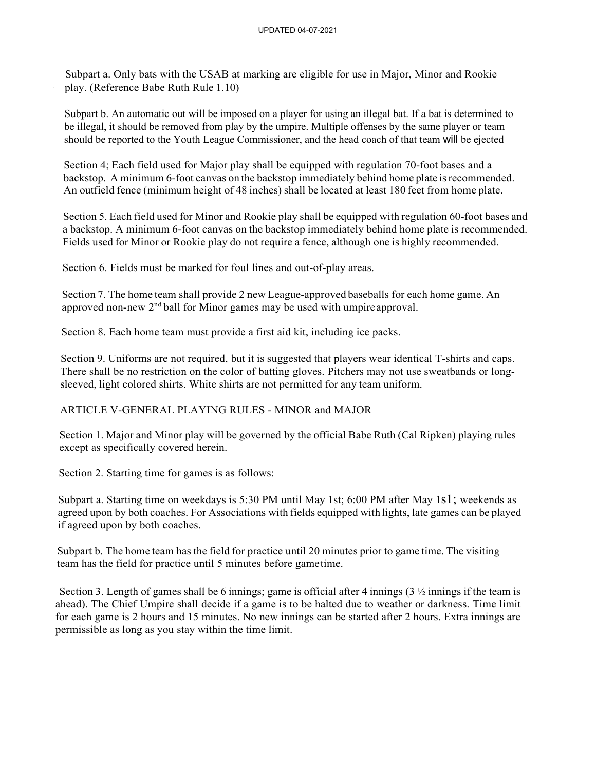Subpart a. Only bats with the USAB at marking are eligible for use in Major, Minor and Rookie play. (Reference Babe Ruth Rule 1.10)

Subpart b. An automatic out will be imposed on a player for using an illegal bat. If a bat is determined to be illegal, it should be removed from play by the umpire. Multiple offenses by the same player or team should be reported to the Youth League Commissioner, and the head coach of that team will be ejected

Section 4; Each field used for Major play shall be equipped with regulation 70-foot bases and a backstop. A minimum 6-foot canvas on the backstop immediately behind home plate is recommended. An outfield fence (minimum height of 48 inches) shall be located at least 180 feet from home plate.

Section 5. Each field used for Minor and Rookie play shall be equipped with regulation 60-foot bases and a backstop. A minimum 6-foot canvas on the backstop immediately behind home plate is recommended. Fields used for Minor or Rookie play do not require a fence, although one is highly recommended.

Section 6. Fields must be marked for foul lines and out-of-play areas.

Section 7. The home team shall provide 2 new League-approved baseballs for each home game. An approved non-new 2nd ball for Minor games may be used with umpire approval.

Section 8. Each home team must provide a first aid kit, including ice packs.

Section 9. Uniforms are not required, but it is suggested that players wear identical T-shirts and caps. There shall be no restriction on the color of batting gloves. Pitchers may not use sweatbands or long-sleeved, light colored shirts. White shirts are not permitted for any team uniform.

## ARTICLE V-GENERAL PLAYING RULES - MINOR and MAJOR

Section 1. Major and Minor play will be governed by the official Babe Ruth (Cal Ripken) playing rules except as specifically covered herein.

Section 2. Starting time for games is as follows:

Subpart a. Starting time on weekdays is 5:30 PM until May 1st; 6:00 PM after May 1s1; weekends as agreed upon by both coaches. For Associations with fields equipped with lights, late games can be played if agreed upon by both coaches.

Subpart b. The home team has the field for practice until 20 minutes prior to game time. The visiting team has the field for practice until 5 minutes before game time.

Section 3. Length of games shall be 6 innings; game is official after 4 innings (3 ½ innings if the team is ahead). The Chief Umpire shall decide if a game is to be halted due to weather or darkness. Time limit for each game is 2 hours and 15 minutes. No new innings can be started after 2 hours. Extra innings are permissible as long as you stay within the time limit.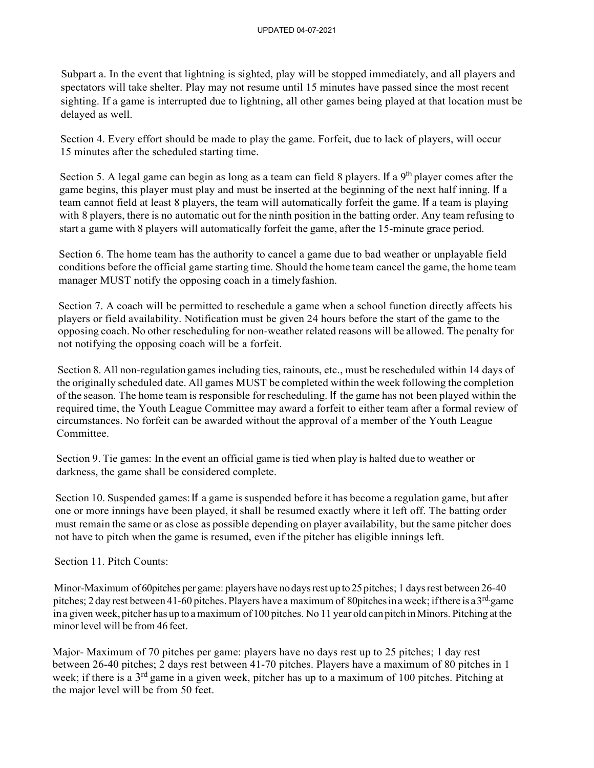Subpart a. In the event that lightning is sighted, play will be stopped immediately, and all players and spectators will take shelter. Play may not resume until 15 minutes have passed since the most recent sighting. If a game is interrupted due to lightning, all other games being played at that location must be delayed as well.

Section 4. Every effort should be made to play the game. Forfeit, due to lack of players, will occur 15 minutes after the scheduled starting time.

Section 5. A legal game can begin as long as a team can field 8 players. If a 9th player comes after the game begins, this player must play and must be inserted at the beginning of the next half inning. If a team cannot field at least 8 players, the team will automatically forfeit the game. If a team is playing with 8 players, there is no automatic out for the ninth position in the batting order. Any team refusing to start a game with 8 players will automatically forfeit the game, after the 15-minute grace period.

Section 6. The home team has the authority to cancel a game due to bad weather or unplayable field conditions before the official game starting time. Should the home team cancel the game, the home team manager MUST notify the opposing coach in a timely fashion.

Section 7. A coach will be permitted to reschedule a game when a school function directly affects his players or field availability. Notification must be given 24 hours before the start of the game to the opposing coach. No other rescheduling for non-weather related reasons will be allowed. The penalty for not notifying the opposing coach will be a forfeit.

Section 8. All non-regulation games including ties, rainouts, etc., must be rescheduled within 14 days of the originally scheduled date. All games MUST be completed within the week following the completion of the season. The home team is responsible for rescheduling. If the game has not been played within the required time, the Youth League Committee may award a forfeit to either team after a formal review of circumstances. No forfeit can be awarded without the approval of a member of the Youth League Committee.

Section 9. Tie games: In the event an official game is tied when play is halted due to weather or darkness, the game shall be considered complete.

Section 10. Suspended games: If a game is suspended before it has become a regulation game, but after one or more innings have been played, it shall be resumed exactly where it left off. The batting order must remain the same or as close as possible depending on player availability, but the same pitcher does not have to pitch when the game is resumed, even if the pitcher has eligible innings left.

Section 11. Pitch Counts:

Minor-Maximum of 60pitches per game: players have no days rest up to 25 pitches; 1 days rest between 26-40 pitches; 2 day rest between 41-60 pitches. Players have a maximum of 80pitches in a week; if there is a 3rd game in a given week, pitcher has up to a maximum of 100 pitches. No 11 year old can pitch in Minors. Pitching at the minor level will be from 46 feet.

Major- Maximum of 70 pitches per game: players have no days rest up to 25 pitches; 1 day rest between 26-40 pitches; 2 days rest between 41-70 pitches. Players have a maximum of 80 pitches in 1 week; if there is a 3rd game in a given week, pitcher has up to a maximum of 100 pitches. Pitching at the major level will be from 50 feet.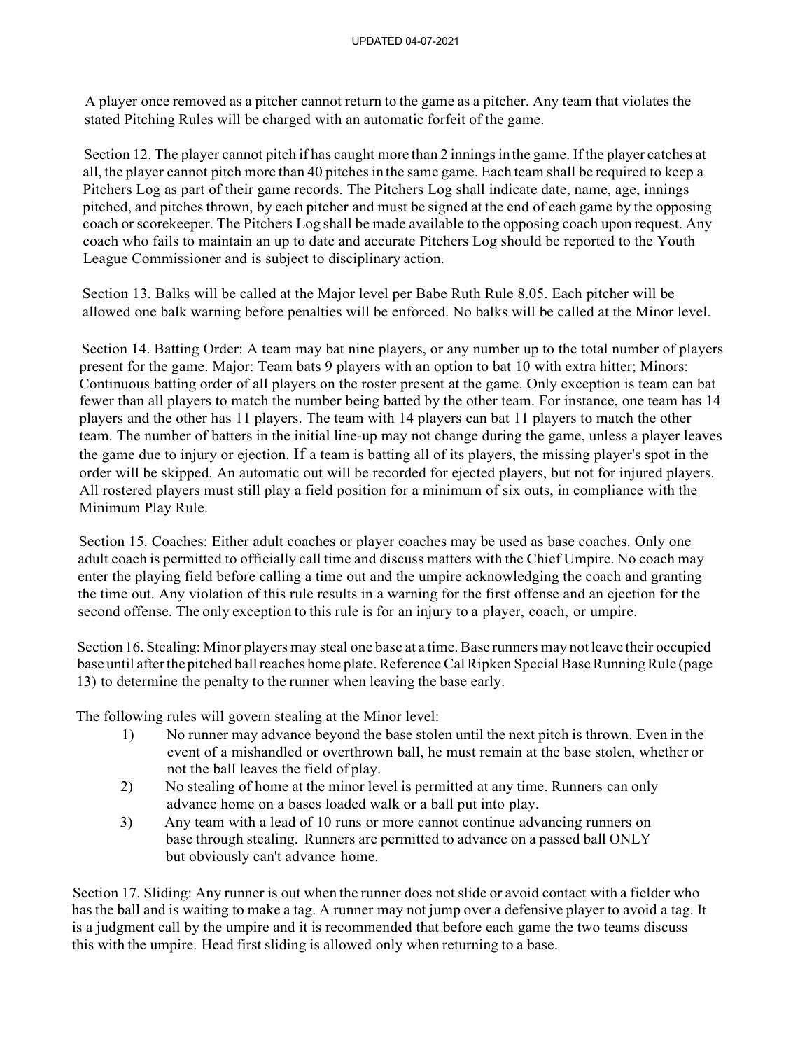A player once removed as a pitcher cannot return to the game as a pitcher. Any team that violates the stated Pitching Rules will be charged with an automatic forfeit of the game.

Section 12. The player cannot pitch if has caught more than 2 innings in the game. If the player catches at all, the player cannot pitch more than 40 pitches in the same game. Each team shall be required to keep a Pitchers Log as part of their game records. The Pitchers Log shall indicate date, name, age, innings pitched, and pitches thrown, by each pitcher and must be signed at the end of each game by the opposing coach or scorekeeper. The Pitchers Log shall be made available to the opposing coach upon request. Any coach who fails to maintain an up to date and accurate Pitchers Log should be reported to the Youth League Commissioner and is subject to disciplinary action.

Section 13. Balks will be called at the Major level per Babe Ruth Rule 8.05. Each pitcher will be allowed one balk warning before penalties will be enforced. No balks will be called at the Minor level.

Section 14. Batting Order: A team may bat nine players, or any number up to the total number of players present for the game. Major: Team bats 9 players with an option to bat 10 with extra hitter; Minors: Continuous batting order of all players on the roster present at the game. Only exception is team can bat fewer than all players to match the number being batted by the other team. For instance, one team has 14 players and the other has 11 players. The team with 14 players can bat 11 players to match the other team. The number of batters in the initial line-up may not change during the game, unless a player leaves the game due to injury or ejection. If a team is batting all of its players, the missing player's spot in the order will be skipped. An automatic out will be recorded for ejected players, but not for injured players. All rostered players must still play a field position for a minimum of six outs, in compliance with the Minimum Play Rule.

Section 15. Coaches: Either adult coaches or player coaches may be used as base coaches. Only one adult coach is permitted to officially call time and discuss matters with the Chief Umpire. No coach may enter the playing field before calling a time out and the umpire acknowledging the coach and granting the time out. Any violation of this rule results in a warning for the first offense and an ejection for the second offense. The only exception to this rule is for an injury to a player, coach, or umpire.

Section 16. Stealing: Minor players may steal one base at a time. Base runners may not leave their occupied base until after the pitched ball reaches home plate. Reference Cal Ripken Special Base Running Rule (page 13) to determine the penalty to the runner when leaving the base early.

The following rules will govern stealing at the Minor level:

1) No runner may advance beyond the base stolen until the next pitch is thrown. Even in the event of a mishandled or overthrown ball, he must remain at the base stolen, whether or not the ball leaves the field of play.
2) No stealing of home at the minor level is permitted at any time. Runners can only advance home on a bases loaded walk or a ball put into play.
3) Any team with a lead of 10 runs or more cannot continue advancing runners on base through stealing. Runners are permitted to advance on a passed ball ONLY but obviously can't advance home.

Section 17. Sliding: Any runner is out when the runner does not slide or avoid contact with a fielder who has the ball and is waiting to make a tag. A runner may not jump over a defensive player to avoid a tag. It is a judgment call by the umpire and it is recommended that before each game the two teams discuss this with the umpire. Head first sliding is allowed only when returning to a base.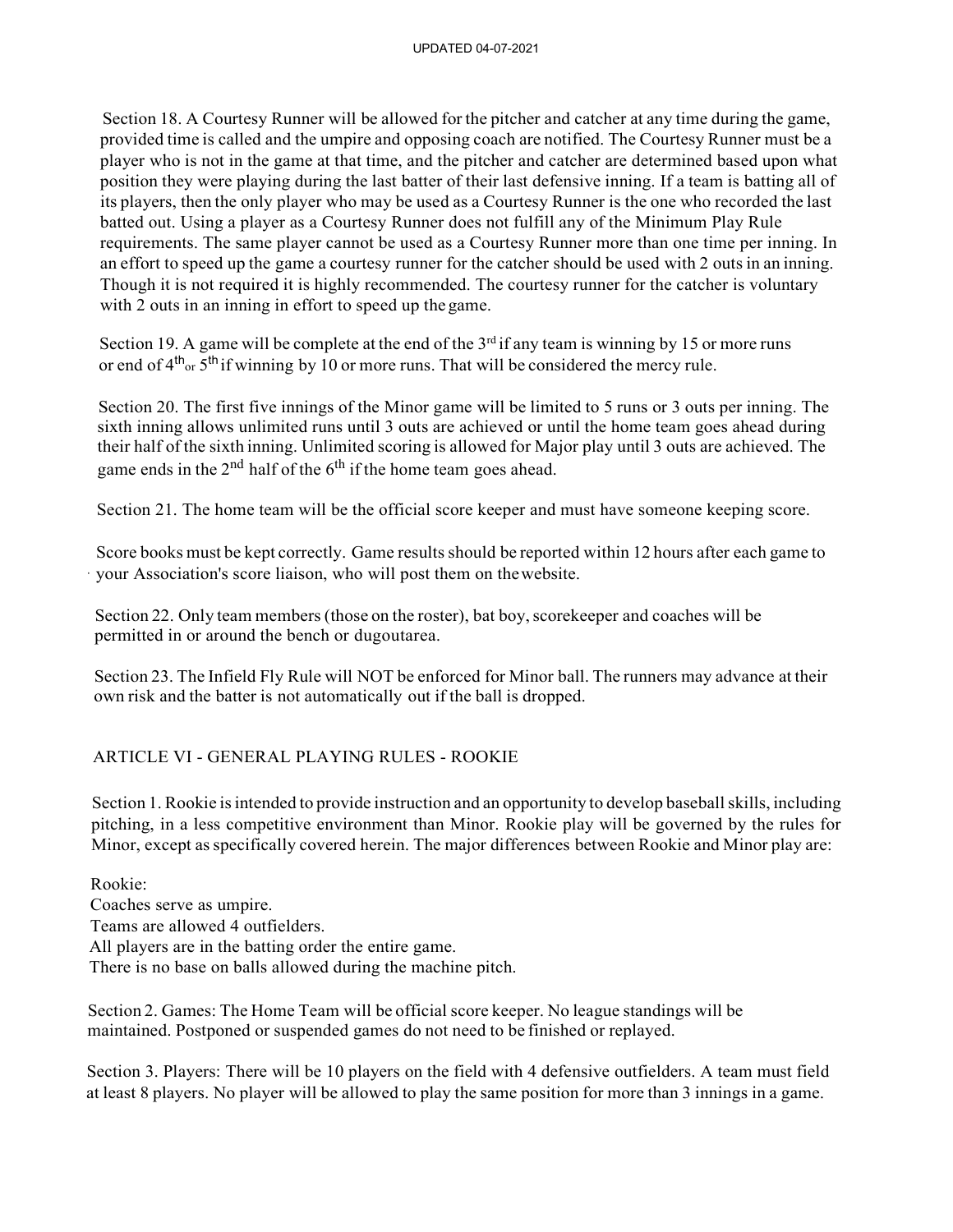Section 18. A Courtesy Runner will be allowed for the pitcher and catcher at any time during the game, provided time is called and the umpire and opposing coach are notified. The Courtesy Runner must be a player who is not in the game at that time, and the pitcher and catcher are determined based upon what position they were playing during the last batter of their last defensive inning. If a team is batting all of its players, then the only player who may be used as a Courtesy Runner is the one who recorded the last batted out. Using a player as a Courtesy Runner does not fulfill any of the Minimum Play Rule requirements. The same player cannot be used as a Courtesy Runner more than one time per inning. In an effort to speed up the game a courtesy runner for the catcher should be used with 2 outs in an inning. Though it is not required it is highly recommended. The courtesy runner for the catcher is voluntary with 2 outs in an inning in effort to speed up the game.

Section 19. A game will be complete at the end of the 3rd if any team is winning by 15 or more runs or end of 4th or 5th if winning by 10 or more runs. That will be considered the mercy rule.

Section 20. The first five innings of the Minor game will be limited to 5 runs or 3 outs per inning. The sixth inning allows unlimited runs until 3 outs are achieved or until the home team goes ahead during their half of the sixth inning. Unlimited scoring is allowed for Major play until 3 outs are achieved. The game ends in the 2nd half of the 6th if the home team goes ahead.

Section 21. The home team will be the official score keeper and must have someone keeping score.

Score books must be kept correctly. Game results should be reported within 12 hours after each game to your Association's score liaison, who will post them on the website.

Section 22. Only team members (those on the roster), bat boy, scorekeeper and coaches will be permitted in or around the bench or dugout area.

Section 23. The Infield Fly Rule will NOT be enforced for Minor ball. The runners may advance at their own risk and the batter is not automatically out if the ball is dropped.

## ARTICLE VI - GENERAL PLAYING RULES - ROOKIE

Section 1. Rookie is intended to provide instruction and an opportunity to develop baseball skills, including pitching, in a less competitive environment than Minor. Rookie play will be governed by the rules for Minor, except as specifically covered herein. The major differences between Rookie and Minor play are:

Rookie:
Coaches serve as umpire.
Teams are allowed 4 outfielders.
All players are in the batting order the entire game.
There is no base on balls allowed during the machine pitch.

Section 2. Games: The Home Team will be official score keeper. No league standings will be maintained. Postponed or suspended games do not need to be finished or replayed.

Section 3. Players: There will be 10 players on the field with 4 defensive outfielders. A team must field at least 8 players. No player will be allowed to play the same position for more than 3 innings in a game.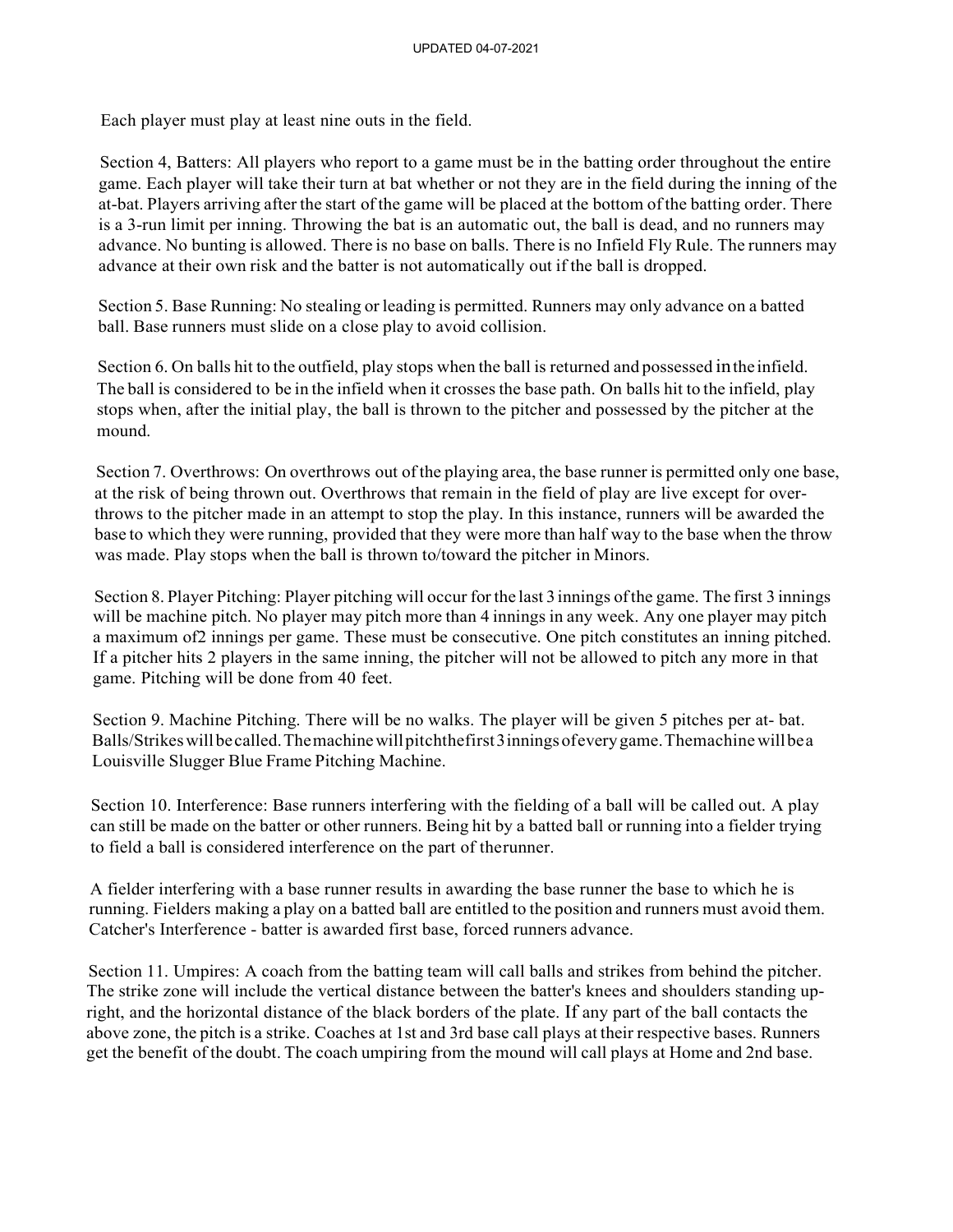Each player must play at least nine outs in the field.

Section 4, Batters: All players who report to a game must be in the batting order throughout the entire game. Each player will take their turn at bat whether or not they are in the field during the inning of the at-bat. Players arriving after the start of the game will be placed at the bottom of the batting order. There is a 3-run limit per inning. Throwing the bat is an automatic out, the ball is dead, and no runners may advance. No bunting is allowed. There is no base on balls. There is no Infield Fly Rule. The runners may advance at their own risk and the batter is not automatically out if the ball is dropped.

Section 5. Base Running: No stealing or leading is permitted. Runners may only advance on a batted ball. Base runners must slide on a close play to avoid collision.

Section 6. On balls hit to the outfield, play stops when the ball is returned and possessed in the infield. The ball is considered to be in the infield when it crosses the base path. On balls hit to the infield, play stops when, after the initial play, the ball is thrown to the pitcher and possessed by the pitcher at the mound.

Section 7. Overthrows: On overthrows out of the playing area, the base runner is permitted only one base, at the risk of being thrown out. Overthrows that remain in the field of play are live except for overthrows to the pitcher made in an attempt to stop the play. In this instance, runners will be awarded the base to which they were running, provided that they were more than half way to the base when the throw was made. Play stops when the ball is thrown to/toward the pitcher in Minors.

Section 8. Player Pitching: Player pitching will occur for the last 3 innings of the game. The first 3 innings will be machine pitch. No player may pitch more than 4 innings in any week. Any one player may pitch a maximum of2 innings per game. These must be consecutive. One pitch constitutes an inning pitched. If a pitcher hits 2 players in the same inning, the pitcher will not be allowed to pitch any more in that game. Pitching will be done from 40 feet.

Section 9. Machine Pitching. There will be no walks. The player will be given 5 pitches per at- bat. Balls/Strikes will be called. The machine will pitch the first 3 innings of every game. The machine will be a Louisville Slugger Blue Frame Pitching Machine.

Section 10. Interference: Base runners interfering with the fielding of a ball will be called out. A play can still be made on the batter or other runners. Being hit by a batted ball or running into a fielder trying to field a ball is considered interference on the part of therunner.

A fielder interfering with a base runner results in awarding the base runner the base to which he is running. Fielders making a play on a batted ball are entitled to the position and runners must avoid them. Catcher's Interference - batter is awarded first base, forced runners advance.

Section 11. Umpires: A coach from the batting team will call balls and strikes from behind the pitcher. The strike zone will include the vertical distance between the batter's knees and shoulders standing upright, and the horizontal distance of the black borders of the plate. If any part of the ball contacts the above zone, the pitch is a strike. Coaches at 1st and 3rd base call plays at their respective bases. Runners get the benefit of the doubt. The coach umpiring from the mound will call plays at Home and 2nd base.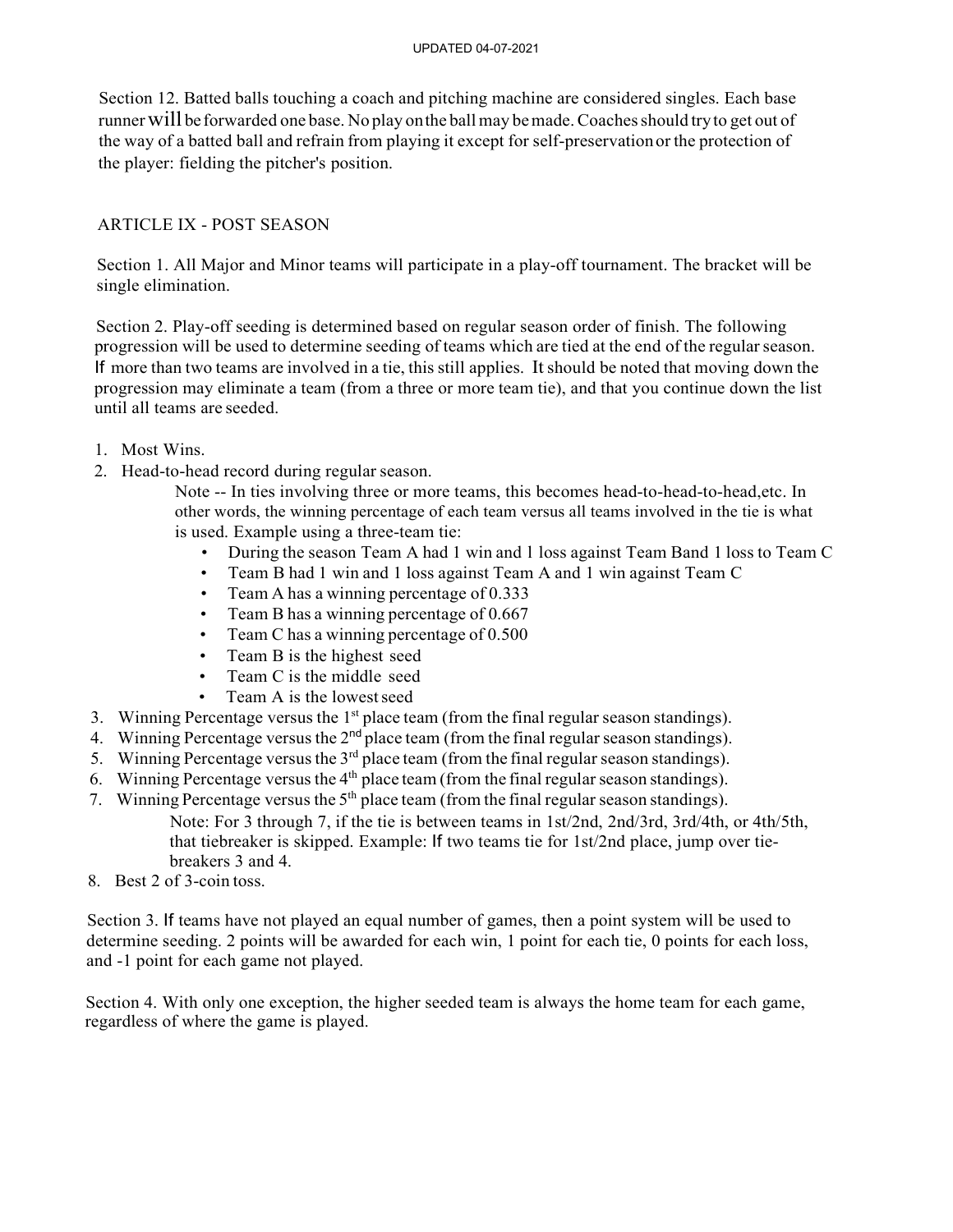Section 12. Batted balls touching a coach and pitching machine are considered singles. Each base runner will be forwarded one base. No play on the ball may be made. Coaches should try to get out of the way of a batted ball and refrain from playing it except for self-preservation or the protection of the player: fielding the pitcher's position.

## ARTICLE IX - POST SEASON

Section 1. All Major and Minor teams will participate in a play-off tournament. The bracket will be single elimination.

Section 2. Play-off seeding is determined based on regular season order of finish. The following progression will be used to determine seeding of teams which are tied at the end of the regular season. If more than two teams are involved in a tie, this still applies. It should be noted that moving down the progression may eliminate a team (from a three or more team tie), and that you continue down the list until all teams are seeded.

1. Most Wins.
2. Head-to-head record during regular season.

   Note -- In ties involving three or more teams, this becomes head-to-head-to-head,etc. In other words, the winning percentage of each team versus all teams involved in the tie is what is used. Example using a three-team tie:

   - During the season Team A had 1 win and 1 loss against Team Band 1 loss to Team C
   - Team B had 1 win and 1 loss against Team A and 1 win against Team C
   - Team A has a winning percentage of 0.333
   - Team B has a winning percentage of 0.667
   - Team C has a winning percentage of 0.500
   - Team B is the highest seed
   - Team C is the middle seed
   - Team A is the lowest seed
3. Winning Percentage versus the 1st place team (from the final regular season standings).
4. Winning Percentage versus the 2nd place team (from the final regular season standings).
5. Winning Percentage versus the 3rd place team (from the final regular season standings).
6. Winning Percentage versus the 4th place team (from the final regular season standings).
7. Winning Percentage versus the 5th place team (from the final regular season standings).

   Note: For 3 through 7, if the tie is between teams in 1st/2nd, 2nd/3rd, 3rd/4th, or 4th/5th, that tiebreaker is skipped. Example: If two teams tie for 1st/2nd place, jump over tie-breakers 3 and 4.
8. Best 2 of 3-coin toss.

Section 3. If teams have not played an equal number of games, then a point system will be used to determine seeding. 2 points will be awarded for each win, 1 point for each tie, 0 points for each loss, and -1 point for each game not played.

Section 4. With only one exception, the higher seeded team is always the home team for each game, regardless of where the game is played.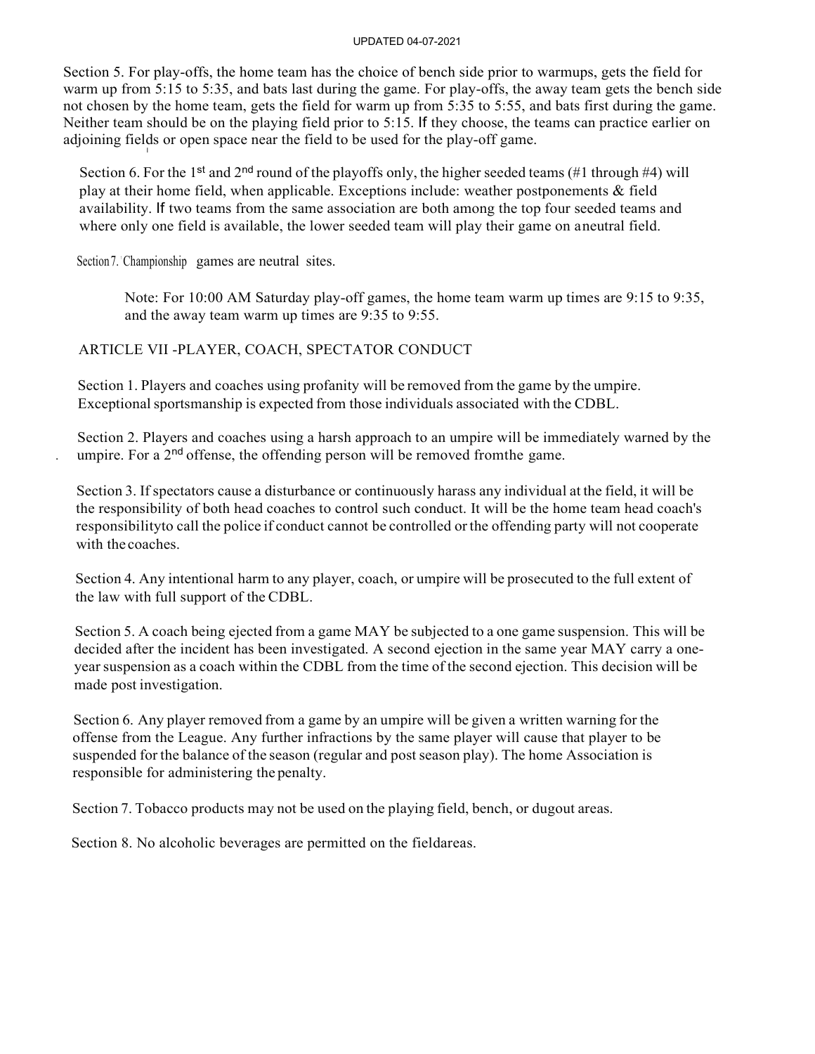Section 5. For play-offs, the home team has the choice of bench side prior to warmups, gets the field for warm up from 5:15 to 5:35, and bats last during the game. For play-offs, the away team gets the bench side not chosen by the home team, gets the field for warm up from 5:35 to 5:55, and bats first during the game. Neither team should be on the playing field prior to 5:15. If they choose, the teams can practice earlier on adjoining fields or open space near the field to be used for the play-off game.

Section 6. For the 1st and 2nd round of the playoffs only, the higher seeded teams (#1 through #4) will play at their home field, when applicable. Exceptions include: weather postponements & field availability. If two teams from the same association are both among the top four seeded teams and where only one field is available, the lower seeded team will play their game on a neutral field.

Section 7. Championship games are neutral sites.

Note: For 10:00 AM Saturday play-off games, the home team warm up times are 9:15 to 9:35, and the away team warm up times are 9:35 to 9:55.

## ARTICLE VII -PLAYER, COACH, SPECTATOR CONDUCT

Section 1. Players and coaches using profanity will be removed from the game by the umpire. Exceptional sportsmanship is expected from those individuals associated with the CDBL.

Section 2. Players and coaches using a harsh approach to an umpire will be immediately warned by the umpire. For a 2nd offense, the offending person will be removed from the game.

Section 3. If spectators cause a disturbance or continuously harass any individual at the field, it will be the responsibility of both head coaches to control such conduct. It will be the home team head coach's responsibility to call the police if conduct cannot be controlled or the offending party will not cooperate with the coaches.

Section 4. Any intentional harm to any player, coach, or umpire will be prosecuted to the full extent of the law with full support of the CDBL.

Section 5. A coach being ejected from a game MAY be subjected to a one game suspension. This will be decided after the incident has been investigated. A second ejection in the same year MAY carry a one-year suspension as a coach within the CDBL from the time of the second ejection. This decision will be made post investigation.

Section 6. Any player removed from a game by an umpire will be given a written warning for the offense from the League. Any further infractions by the same player will cause that player to be suspended for the balance of the season (regular and post season play). The home Association is responsible for administering the penalty.

Section 7. Tobacco products may not be used on the playing field, bench, or dugout areas.

Section 8. No alcoholic beverages are permitted on the field areas.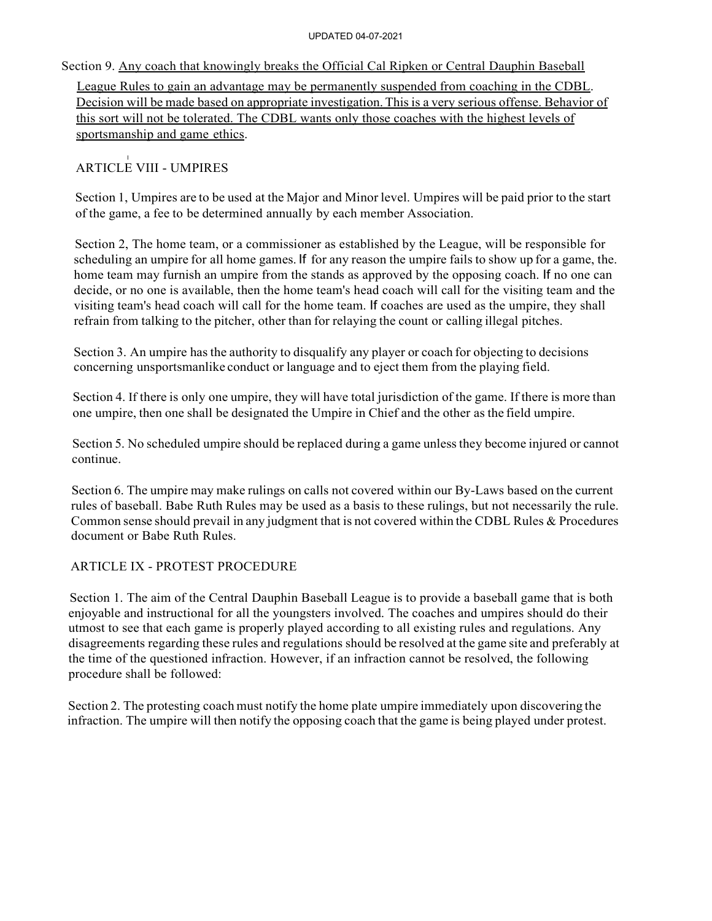Section 9. Any coach that knowingly breaks the Official Cal Ripken or Central Dauphin Baseball League Rules to gain an advantage may be permanently suspended from coaching in the CDBL. Decision will be made based on appropriate investigation. This is a very serious offense. Behavior of this sort will not be tolerated. The CDBL wants only those coaches with the highest levels of sportsmanship and game ethics.

## ARTICLE VIII - UMPIRES

Section 1, Umpires are to be used at the Major and Minor level. Umpires will be paid prior to the start of the game, a fee to be determined annually by each member Association.

Section 2, The home team, or a commissioner as established by the League, will be responsible for scheduling an umpire for all home games. If for any reason the umpire fails to show up for a game, the. home team may furnish an umpire from the stands as approved by the opposing coach. If no one can decide, or no one is available, then the home team's head coach will call for the visiting team and the visiting team's head coach will call for the home team. If coaches are used as the umpire, they shall refrain from talking to the pitcher, other than for relaying the count or calling illegal pitches.

Section 3. An umpire has the authority to disqualify any player or coach for objecting to decisions concerning unsportsmanlike conduct or language and to eject them from the playing field.

Section 4. If there is only one umpire, they will have total jurisdiction of the game. If there is more than one umpire, then one shall be designated the Umpire in Chief and the other as the field umpire.

Section 5. No scheduled umpire should be replaced during a game unless they become injured or cannot continue.

Section 6. The umpire may make rulings on calls not covered within our By-Laws based on the current rules of baseball. Babe Ruth Rules may be used as a basis to these rulings, but not necessarily the rule. Common sense should prevail in any judgment that is not covered within the CDBL Rules & Procedures document or Babe Ruth Rules.

## ARTICLE IX - PROTEST PROCEDURE

Section 1. The aim of the Central Dauphin Baseball League is to provide a baseball game that is both enjoyable and instructional for all the youngsters involved. The coaches and umpires should do their utmost to see that each game is properly played according to all existing rules and regulations. Any disagreements regarding these rules and regulations should be resolved at the game site and preferably at the time of the questioned infraction. However, if an infraction cannot be resolved, the following procedure shall be followed:

Section 2. The protesting coach must notify the home plate umpire immediately upon discovering the infraction. The umpire will then notify the opposing coach that the game is being played under protest.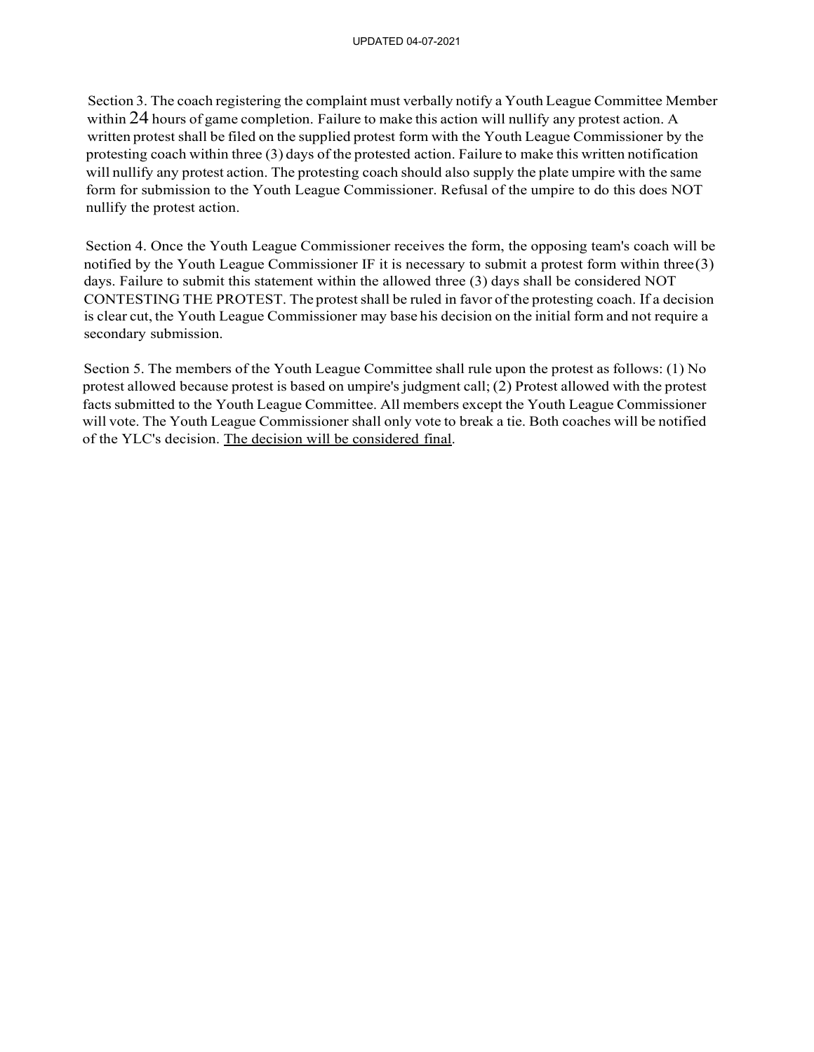Section 3. The coach registering the complaint must verbally notify a Youth League Committee Member within 24 hours of game completion. Failure to make this action will nullify any protest action. A written protest shall be filed on the supplied protest form with the Youth League Commissioner by the protesting coach within three (3) days of the protested action. Failure to make this written notification will nullify any protest action. The protesting coach should also supply the plate umpire with the same form for submission to the Youth League Commissioner. Refusal of the umpire to do this does NOT nullify the protest action.

Section 4. Once the Youth League Commissioner receives the form, the opposing team's coach will be notified by the Youth League Commissioner IF it is necessary to submit a protest form within three (3) days. Failure to submit this statement within the allowed three (3) days shall be considered NOT CONTESTING THE PROTEST. The protest shall be ruled in favor of the protesting coach. If a decision is clear cut, the Youth League Commissioner may base his decision on the initial form and not require a secondary submission.

Section 5. The members of the Youth League Committee shall rule upon the protest as follows: (1) No protest allowed because protest is based on umpire's judgment call; (2) Protest allowed with the protest facts submitted to the Youth League Committee. All members except the Youth League Commissioner will vote. The Youth League Commissioner shall only vote to break a tie. Both coaches will be notified of the YLC's decision. <u>The decision will be considered final</u>.